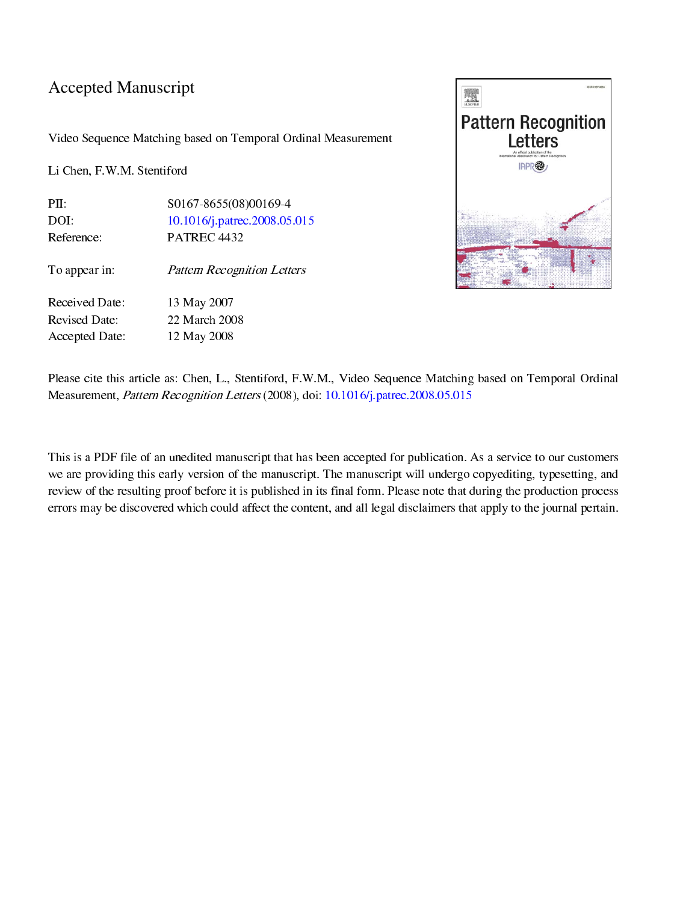# Accepted Manuscript

Video Sequence Matching based on Temporal Ordinal Measurement

Li Chen, F.W.M. Stentiford

| | |
|---|---|
| PII: | S0167-8655(08)00169-4 |
| DOI: | 10.1016/j.patrec.2008.05.015 |
| Reference: | PATREC 4432 |
| To appear in: | *Pattern Recognition Letters* |
| Received Date: | 13 May 2007 |
| Revised Date: | 22 March 2008 |
| Accepted Date: | 12 May 2008 |

Please cite this article as: Chen, L., Stentiford, F.W.M., Video Sequence Matching based on Temporal Ordinal Measurement, *Pattern Recognition Letters* (2008), doi: 10.1016/j.patrec.2008.05.015

This is a PDF file of an unedited manuscript that has been accepted for publication. As a service to our customers we are providing this early version of the manuscript. The manuscript will undergo copyediting, typesetting, and review of the resulting proof before it is published in its final form. Please note that during the production process errors may be discovered which could affect the content, and all legal disclaimers that apply to the journal pertain.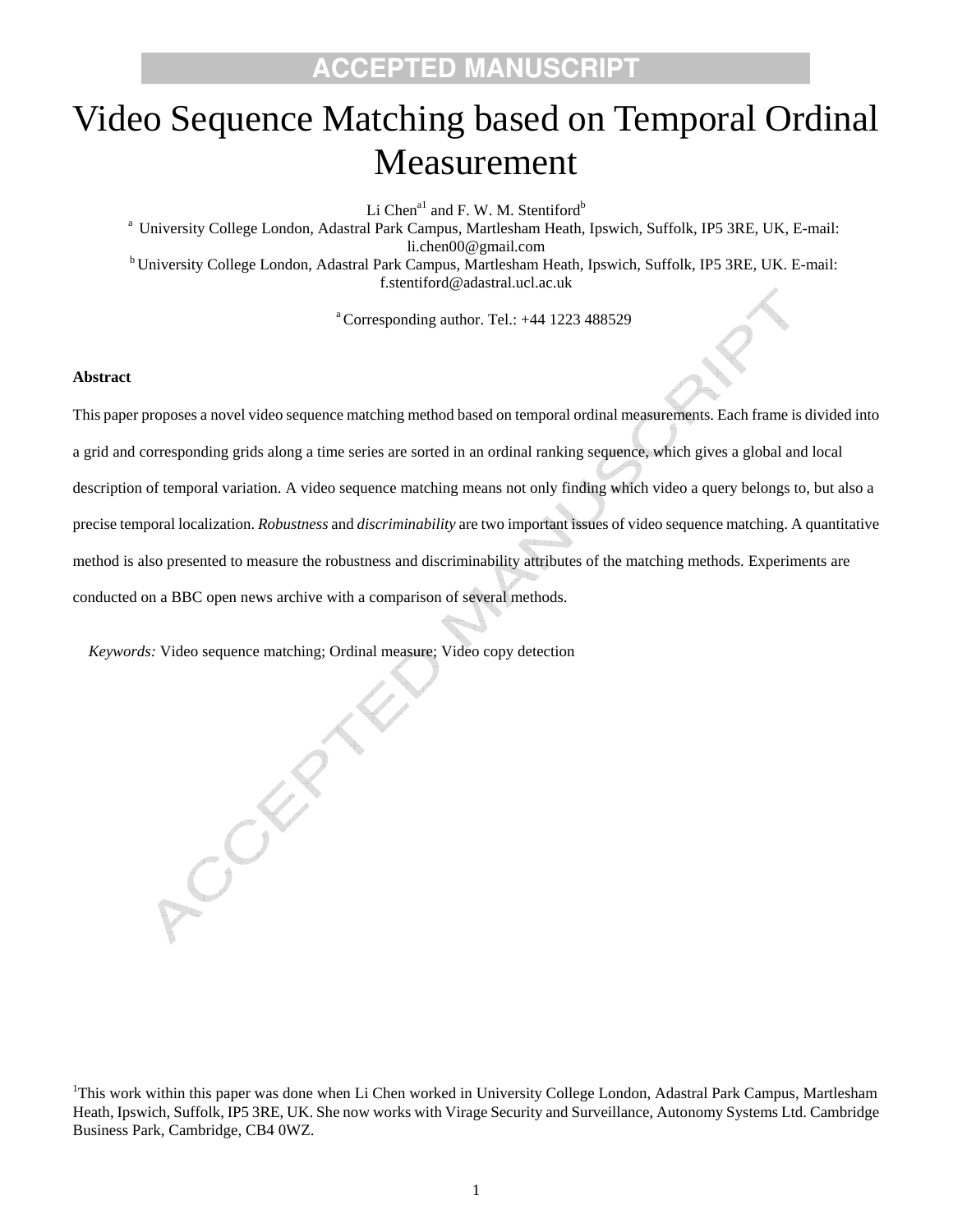# Video Sequence Matching based on Temporal Ordinal Measurement

Li Chen[a1] and F. W. M. Stentiford[b]

[a] University College London, Adastral Park Campus, Martlesham Heath, Ipswich, Suffolk, IP5 3RE, UK, E-mail: li.chen00@gmail.com

[b] University College London, Adastral Park Campus, Martlesham Heath, Ipswich, Suffolk, IP5 3RE, UK. E-mail: f.stentiford@adastral.ucl.ac.uk

[a] Corresponding author. Tel.: +44 1223 488529

**Abstract**

This paper proposes a novel video sequence matching method based on temporal ordinal measurements. Each frame is divided into a grid and corresponding grids along a time series are sorted in an ordinal ranking sequence, which gives a global and local description of temporal variation. A video sequence matching means not only finding which video a query belongs to, but also a precise temporal localization. *Robustness* and *discriminability* are two important issues of video sequence matching. A quantitative method is also presented to measure the robustness and discriminability attributes of the matching methods. Experiments are conducted on a BBC open news archive with a comparison of several methods.

*Keywords:* Video sequence matching; Ordinal measure; Video copy detection

[1]This work within this paper was done when Li Chen worked in University College London, Adastral Park Campus, Martlesham Heath, Ipswich, Suffolk, IP5 3RE, UK. She now works with Virage Security and Surveillance, Autonomy Systems Ltd. Cambridge Business Park, Cambridge, CB4 0WZ.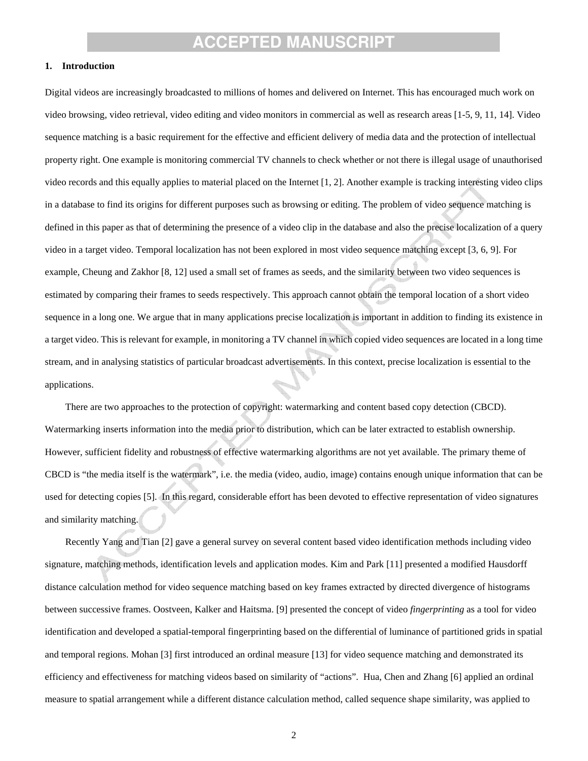## 1. Introduction

Digital videos are increasingly broadcasted to millions of homes and delivered on Internet. This has encouraged much work on video browsing, video retrieval, video editing and video monitors in commercial as well as research areas [1-5, 9, 11, 14]. Video sequence matching is a basic requirement for the effective and efficient delivery of media data and the protection of intellectual property right. One example is monitoring commercial TV channels to check whether or not there is illegal usage of unauthorised video records and this equally applies to material placed on the Internet [1, 2]. Another example is tracking interesting video clips in a database to find its origins for different purposes such as browsing or editing. The problem of video sequence matching is defined in this paper as that of determining the presence of a video clip in the database and also the precise localization of a query video in a target video. Temporal localization has not been explored in most video sequence matching except [3, 6, 9]. For example, Cheung and Zakhor [8, 12] used a small set of frames as seeds, and the similarity between two video sequences is estimated by comparing their frames to seeds respectively. This approach cannot obtain the temporal location of a short video sequence in a long one. We argue that in many applications precise localization is important in addition to finding its existence in a target video. This is relevant for example, in monitoring a TV channel in which copied video sequences are located in a long time stream, and in analysing statistics of particular broadcast advertisements. In this context, precise localization is essential to the applications.

There are two approaches to the protection of copyright: watermarking and content based copy detection (CBCD). Watermarking inserts information into the media prior to distribution, which can be later extracted to establish ownership. However, sufficient fidelity and robustness of effective watermarking algorithms are not yet available. The primary theme of CBCD is "the media itself is the watermark", i.e. the media (video, audio, image) contains enough unique information that can be used for detecting copies [5]. In this regard, considerable effort has been devoted to effective representation of video signatures and similarity matching.

Recently Yang and Tian [2] gave a general survey on several content based video identification methods including video signature, matching methods, identification levels and application modes. Kim and Park [11] presented a modified Hausdorff distance calculation method for video sequence matching based on key frames extracted by directed divergence of histograms between successive frames. Oostveen, Kalker and Haitsma. [9] presented the concept of video *fingerprinting* as a tool for video identification and developed a spatial-temporal fingerprinting based on the differential of luminance of partitioned grids in spatial and temporal regions. Mohan [3] first introduced an ordinal measure [13] for video sequence matching and demonstrated its efficiency and effectiveness for matching videos based on similarity of "actions". Hua, Chen and Zhang [6] applied an ordinal measure to spatial arrangement while a different distance calculation method, called sequence shape similarity, was applied to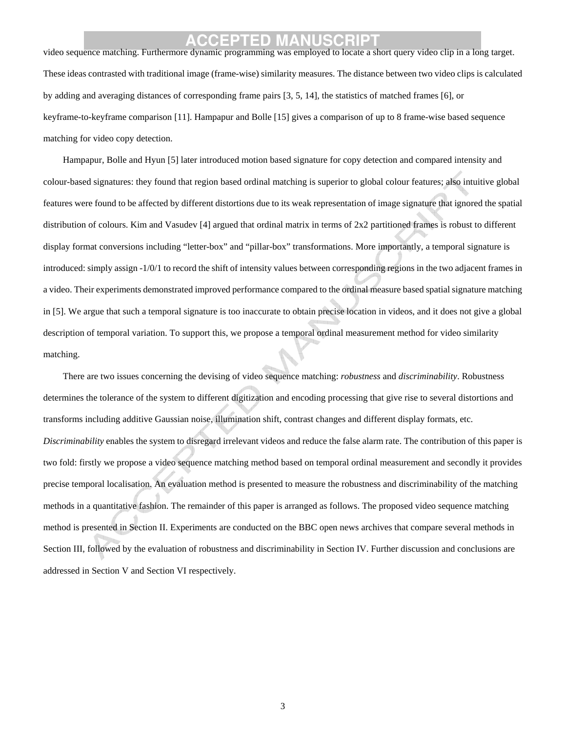video sequence matching. Furthermore dynamic programming was employed to locate a short query video clip in a long target. These ideas contrasted with traditional image (frame-wise) similarity measures. The distance between two video clips is calculated by adding and averaging distances of corresponding frame pairs [3, 5, 14], the statistics of matched frames [6], or keyframe-to-keyframe comparison [11]. Hampapur and Bolle [15] gives a comparison of up to 8 frame-wise based sequence matching for video copy detection.

Hampapur, Bolle and Hyun [5] later introduced motion based signature for copy detection and compared intensity and colour-based signatures: they found that region based ordinal matching is superior to global colour features; also intuitive global features were found to be affected by different distortions due to its weak representation of image signature that ignored the spatial distribution of colours. Kim and Vasudev [4] argued that ordinal matrix in terms of 2x2 partitioned frames is robust to different display format conversions including "letter-box" and "pillar-box" transformations. More importantly, a temporal signature is introduced: simply assign -1/0/1 to record the shift of intensity values between corresponding regions in the two adjacent frames in a video. Their experiments demonstrated improved performance compared to the ordinal measure based spatial signature matching in [5]. We argue that such a temporal signature is too inaccurate to obtain precise location in videos, and it does not give a global description of temporal variation. To support this, we propose a temporal ordinal measurement method for video similarity matching.

There are two issues concerning the devising of video sequence matching: *robustness* and *discriminability*. Robustness determines the tolerance of the system to different digitization and encoding processing that give rise to several distortions and transforms including additive Gaussian noise, illumination shift, contrast changes and different display formats, etc. *Discriminability* enables the system to disregard irrelevant videos and reduce the false alarm rate. The contribution of this paper is two fold: firstly we propose a video sequence matching method based on temporal ordinal measurement and secondly it provides precise temporal localisation. An evaluation method is presented to measure the robustness and discriminability of the matching methods in a quantitative fashion. The remainder of this paper is arranged as follows. The proposed video sequence matching method is presented in Section II. Experiments are conducted on the BBC open news archives that compare several methods in Section III, followed by the evaluation of robustness and discriminability in Section IV. Further discussion and conclusions are addressed in Section V and Section VI respectively.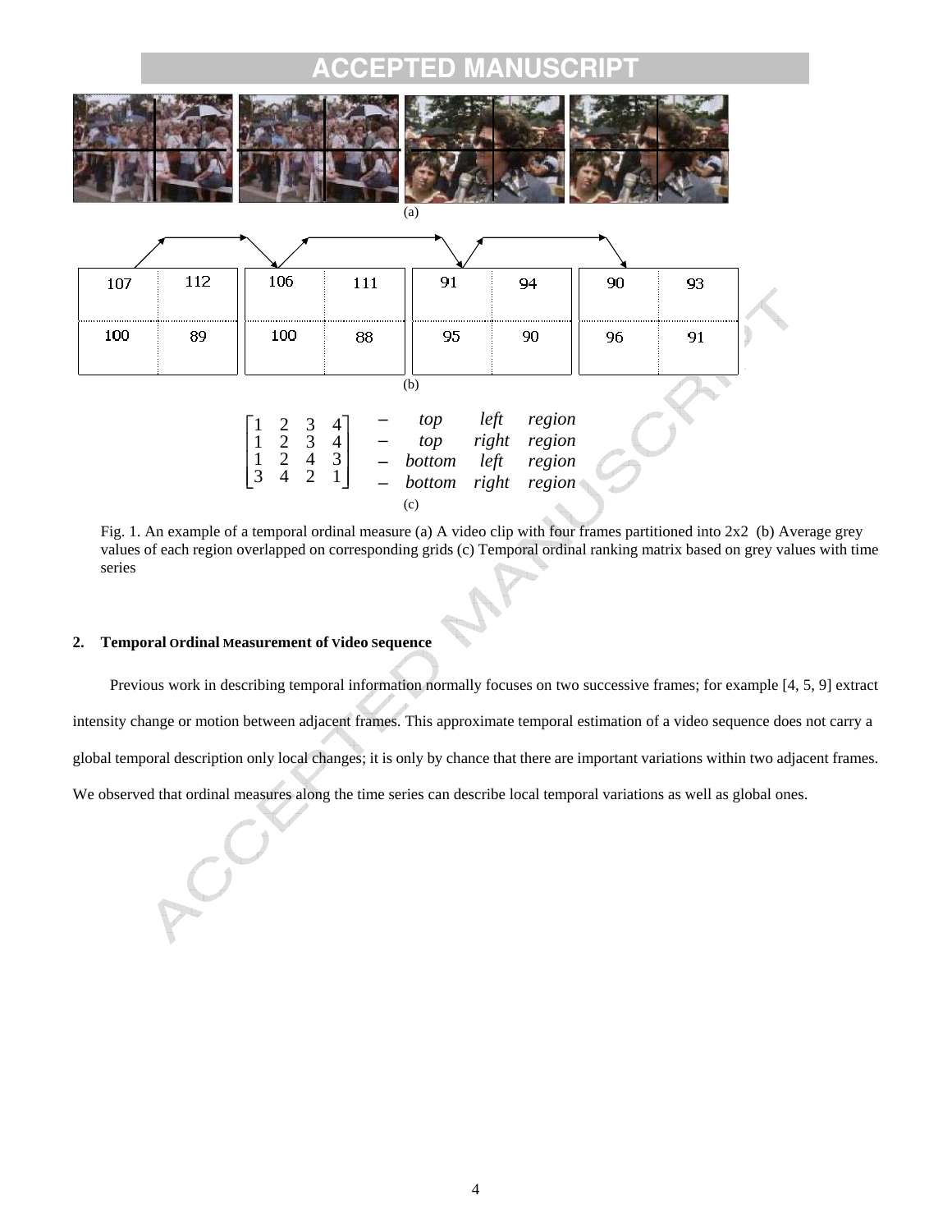| 107 | 112 |
| --- | --- |
| 100 | 89 |

| 106 | 111 |
| --- | --- |
| 100 | 88 |

| 91 | 94 |
| --- | --- |
| 95 | 90 |

| 90 | 93 |
| --- | --- |
| 96 | 91 |

(b)

$$\begin{bmatrix} 1 & 2 & 3 & 4 \\ 1 & 2 & 3 & 4 \\ 1 & 2 & 4 & 3 \\ 3 & 4 & 2 & 1 \end{bmatrix} \begin{matrix} - & top & left & region \\ - & top & right & region \\ - & bottom & left & region \\ - & bottom & right & region \end{matrix}$$

(c)

Fig. 1. An example of a temporal ordinal measure (a) A video clip with four frames partitioned into 2x2 (b) Average grey values of each region overlapped on corresponding grids (c) Temporal ordinal ranking matrix based on grey values with time series

## 2. Temporal Ordinal Measurement of Video Sequence

Previous work in describing temporal information normally focuses on two successive frames; for example [4, 5, 9] extract intensity change or motion between adjacent frames. This approximate temporal estimation of a video sequence does not carry a global temporal description only local changes; it is only by chance that there are important variations within two adjacent frames. We observed that ordinal measures along the time series can describe local temporal variations as well as global ones.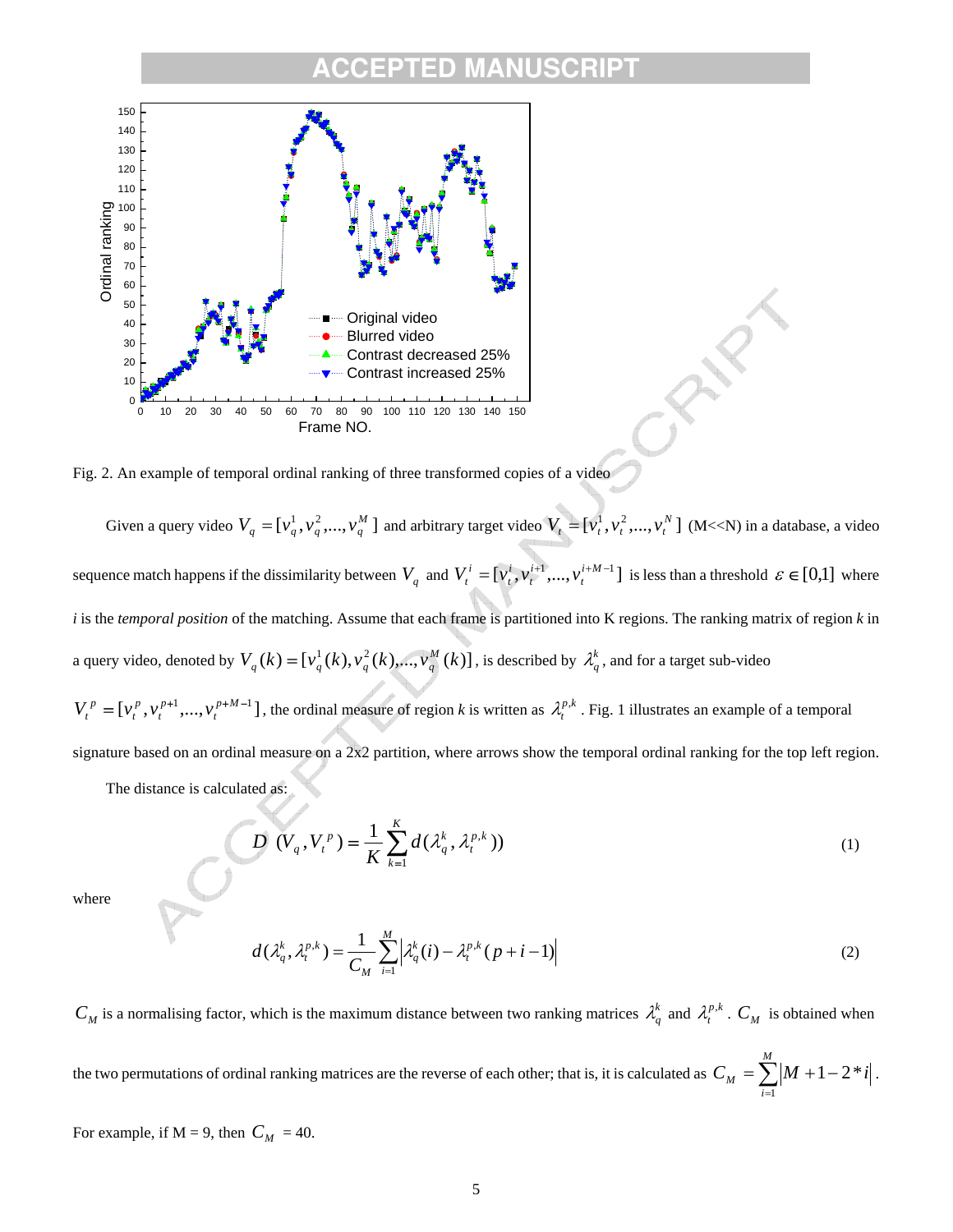Fig. 2. An example of temporal ordinal ranking of three transformed copies of a video

Given a query video $V_q = [v_q^1, v_q^2, ..., v_q^M]$ and arbitrary target video $V_t = [v_t^1, v_t^2, ..., v_t^N]$ (M<<N) in a database, a video sequence match happens if the dissimilarity between $V_q$ and $V_t^i = [v_t^i, v_t^{i+1}, ..., v_t^{i+M-1}]$ is less than a threshold $\varepsilon \in [0,1]$ where *i* is the *temporal position* of the matching. Assume that each frame is partitioned into K regions. The ranking matrix of region *k* in a query video, denoted by $V_q(k) = [v_q^1(k), v_q^2(k), ..., v_q^M(k)]$, is described by $\lambda_q^k$, and for a target sub-video $V_t^p = [v_t^p, v_t^{p+1}, ..., v_t^{p+M-1}]$, the ordinal measure of region *k* is written as $\lambda_t^{p,k}$. Fig. 1 illustrates an example of a temporal signature based on an ordinal measure on a 2x2 partition, where arrows show the temporal ordinal ranking for the top left region.

The distance is calculated as:

$$D(V_q, V_t^p) = \frac{1}{K} \sum_{k=1}^{K} d(\lambda_q^k, \lambda_t^{p,k}) \tag{1}$$

where

$$d(\lambda_q^k, \lambda_t^{p,k}) = \frac{1}{C_M} \sum_{i=1}^{M} \left| \lambda_q^k(i) - \lambda_t^{p,k}(p+i-1) \right| \tag{2}$$

$C_M$ is a normalising factor, which is the maximum distance between two ranking matrices $\lambda_q^k$ and $\lambda_t^{p,k}$. $C_M$ is obtained when the two permutations of ordinal ranking matrices are the reverse of each other; that is, it is calculated as $C_M = \sum_{i=1}^{M} |M + 1 - 2*i|$.

For example, if M = 9, then $C_M$ = 40.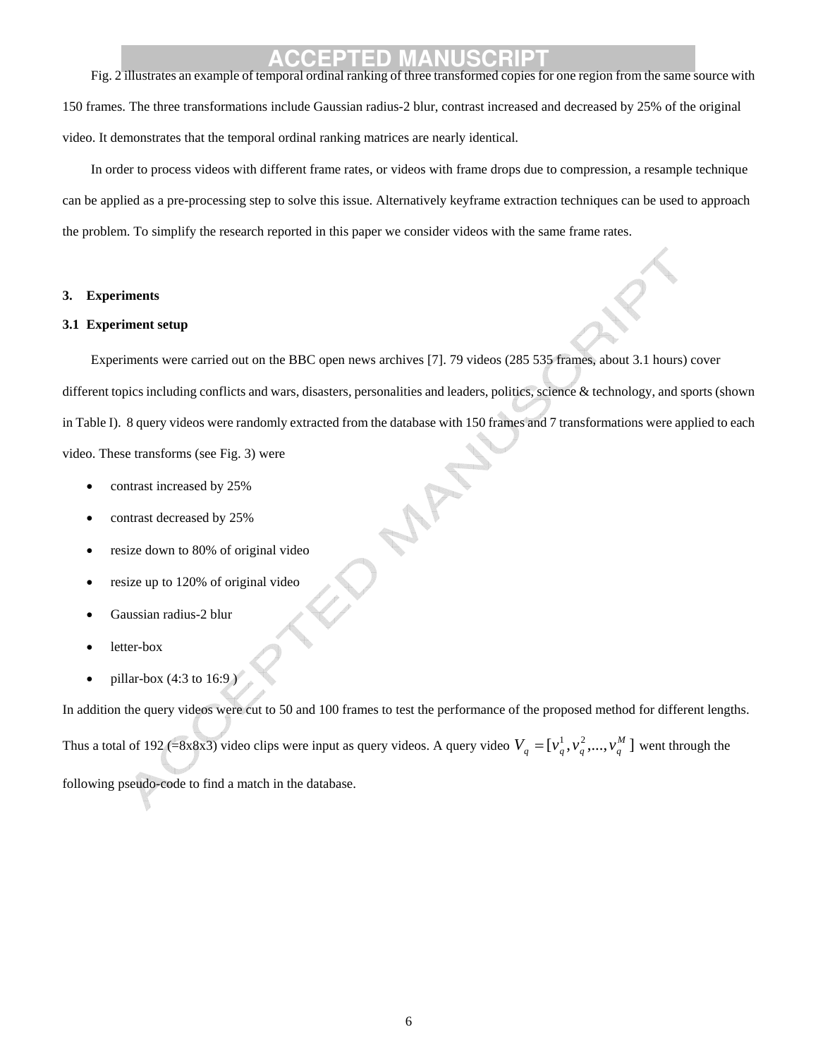Fig. 2 illustrates an example of temporal ordinal ranking of three transformed copies for one region from the same source with 150 frames. The three transformations include Gaussian radius-2 blur, contrast increased and decreased by 25% of the original video. It demonstrates that the temporal ordinal ranking matrices are nearly identical.

In order to process videos with different frame rates, or videos with frame drops due to compression, a resample technique can be applied as a pre-processing step to solve this issue. Alternatively keyframe extraction techniques can be used to approach the problem. To simplify the research reported in this paper we consider videos with the same frame rates.

## 3. Experiments

### 3.1 Experiment setup

Experiments were carried out on the BBC open news archives [7]. 79 videos (285 535 frames, about 3.1 hours) cover different topics including conflicts and wars, disasters, personalities and leaders, politics, science & technology, and sports (shown in Table I). 8 query videos were randomly extracted from the database with 150 frames and 7 transformations were applied to each video. These transforms (see Fig. 3) were

- contrast increased by 25%
- contrast decreased by 25%
- resize down to 80% of original video
- resize up to 120% of original video
- Gaussian radius-2 blur
- letter-box
- pillar-box (4:3 to 16:9 )

In addition the query videos were cut to 50 and 100 frames to test the performance of the proposed method for different lengths. Thus a total of 192 (=8x8x3) video clips were input as query videos. A query video $V_q = [v_q^1, v_q^2, ..., v_q^M]$ went through the following pseudo-code to find a match in the database.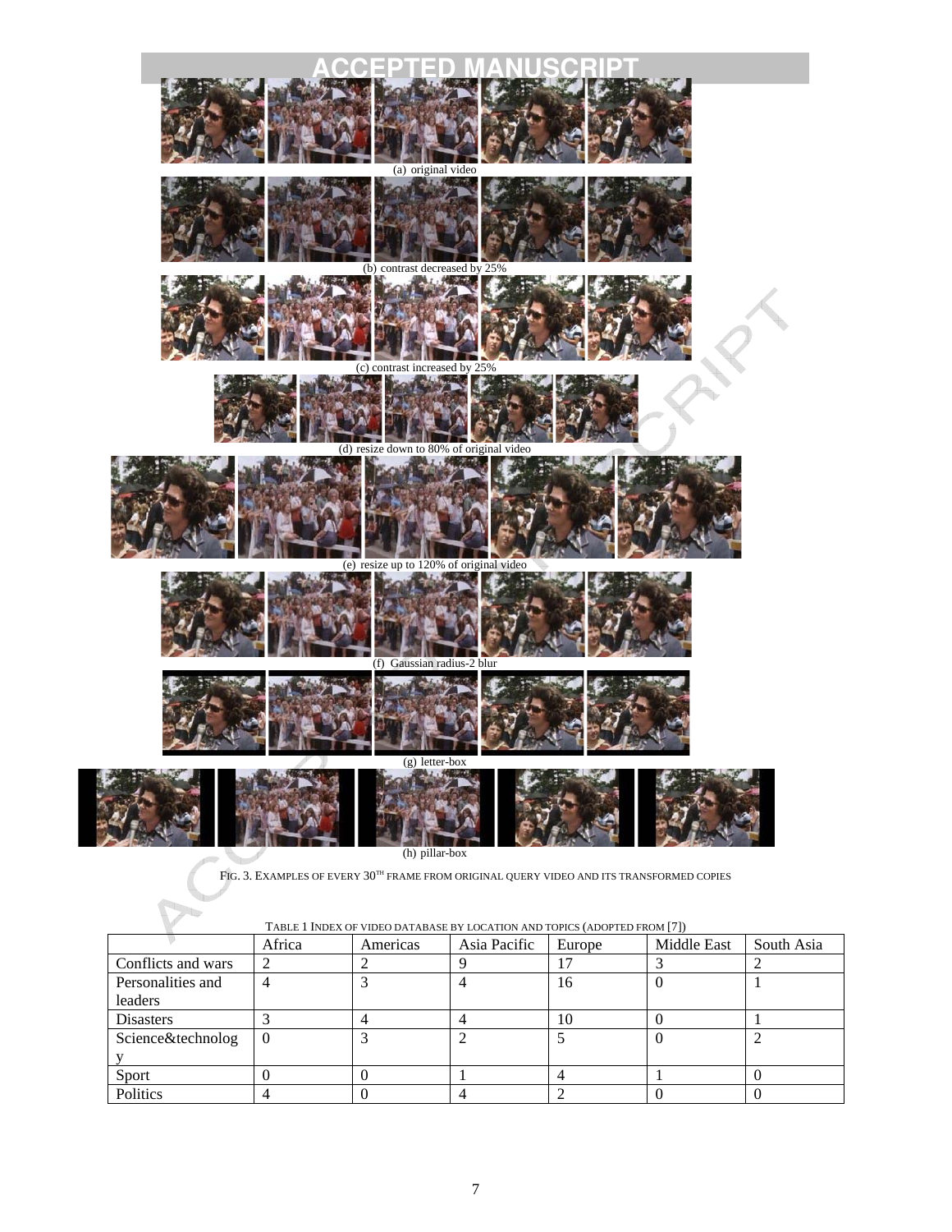(a) original video

(b) contrast decreased by 25%

(c) contrast increased by 25%

(d) resize down to 80% of original video

(e) resize up to 120% of original video

(f) Gaussian radius-2 blur

(g) letter-box

(h) pillar-box

FIG. 3. EXAMPLES OF EVERY 30TH FRAME FROM ORIGINAL QUERY VIDEO AND ITS TRANSFORMED COPIES

TABLE 1 INDEX OF VIDEO DATABASE BY LOCATION AND TOPICS (ADOPTED FROM [7])

| | Africa | Americas | Asia Pacific | Europe | Middle East | South Asia |
|---|---|---|---|---|---|---|
| Conflicts and wars | 2 | 2 | 9 | 17 | 3 | 2 |
| Personalities and leaders | 4 | 3 | 4 | 16 | 0 | 1 |
| Disasters | 3 | 4 | 4 | 10 | 0 | 1 |
| Science&technology | 0 | 3 | 2 | 5 | 0 | 2 |
| Sport | 0 | 0 | 1 | 4 | 1 | 0 |
| Politics | 4 | 0 | 4 | 2 | 0 | 0 |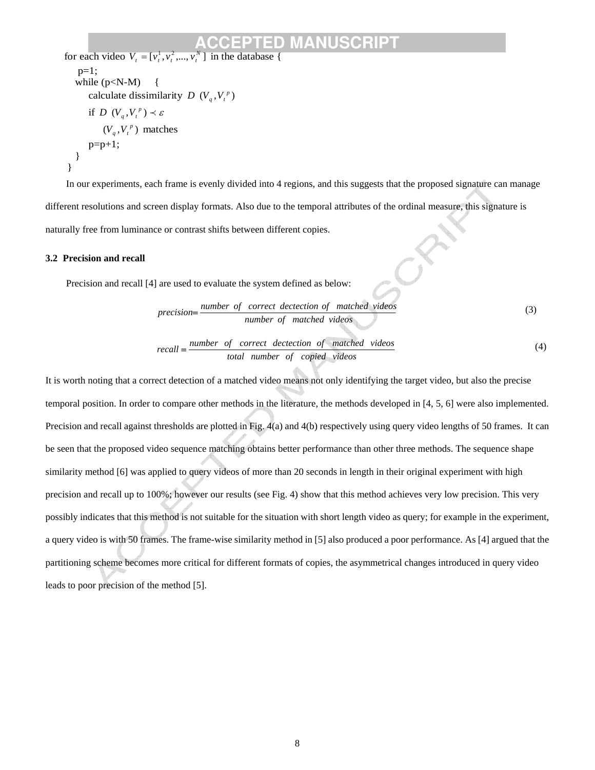```
for each video V_t = [v_t^1, v_t^2, ..., v_t^N] in the database {
  p=1;
  while (p<N-M)    {
      calculate dissimilarity D (V_q, V_t^p)
      if D (V_q, V_t^p) ≺ ε
          (V_q, V_t^p) matches
      p=p+1;
  }
}
```

In our experiments, each frame is evenly divided into 4 regions, and this suggests that the proposed signature can manage different resolutions and screen display formats. Also due to the temporal attributes of the ordinal measure, this signature is naturally free from luminance or contrast shifts between different copies.

### 3.2 Precision and recall

Precision and recall [4] are used to evaluate the system defined as below:

$$precision = \frac{number\ \ of\ \ correct\ \ dectection\ of\ \ matched\ videos}{number\ \ of\ \ matched\ \ videos} \tag{3}$$

$$recall = \frac{number\ \ of\ \ correct\ \ dectection\ \ of\ \ matched\ \ videos}{total\ \ number\ \ of\ \ copied\ \ videos} \tag{4}$$

It is worth noting that a correct detection of a matched video means not only identifying the target video, but also the precise temporal position. In order to compare other methods in the literature, the methods developed in [4, 5, 6] were also implemented. Precision and recall against thresholds are plotted in Fig. 4(a) and 4(b) respectively using query video lengths of 50 frames. It can be seen that the proposed video sequence matching obtains better performance than other three methods. The sequence shape similarity method [6] was applied to query videos of more than 20 seconds in length in their original experiment with high precision and recall up to 100%; however our results (see Fig. 4) show that this method achieves very low precision. This very possibly indicates that this method is not suitable for the situation with short length video as query; for example in the experiment, a query video is with 50 frames. The frame-wise similarity method in [5] also produced a poor performance. As [4] argued that the partitioning scheme becomes more critical for different formats of copies, the asymmetrical changes introduced in query video leads to poor precision of the method [5].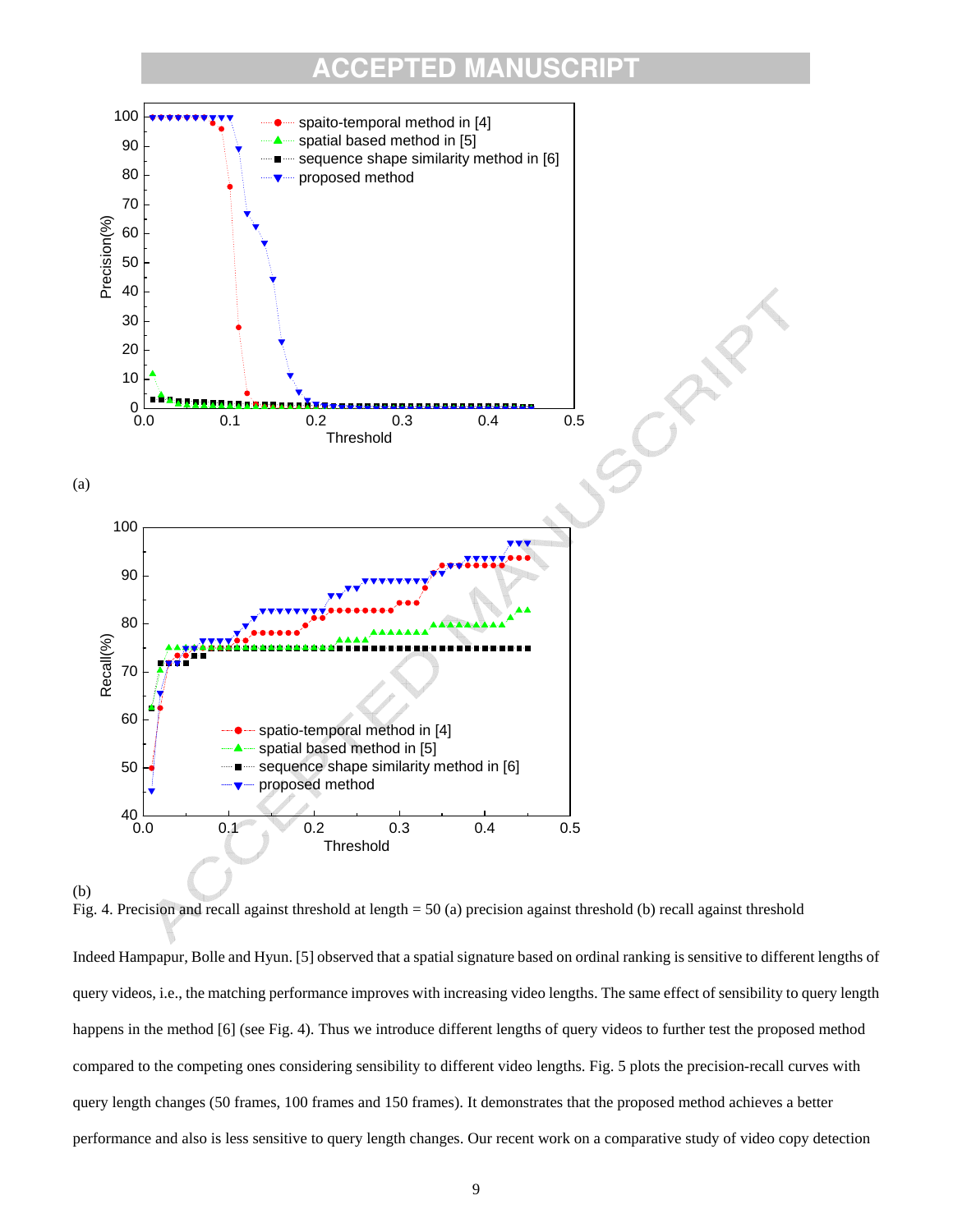(a)

(b)

Fig. 4. Precision and recall against threshold at length = 50 (a) precision against threshold (b) recall against threshold

Indeed Hampapur, Bolle and Hyun. [5] observed that a spatial signature based on ordinal ranking is sensitive to different lengths of query videos, i.e., the matching performance improves with increasing video lengths. The same effect of sensibility to query length happens in the method [6] (see Fig. 4). Thus we introduce different lengths of query videos to further test the proposed method compared to the competing ones considering sensibility to different video lengths. Fig. 5 plots the precision-recall curves with query length changes (50 frames, 100 frames and 150 frames). It demonstrates that the proposed method achieves a better performance and also is less sensitive to query length changes. Our recent work on a comparative study of video copy detection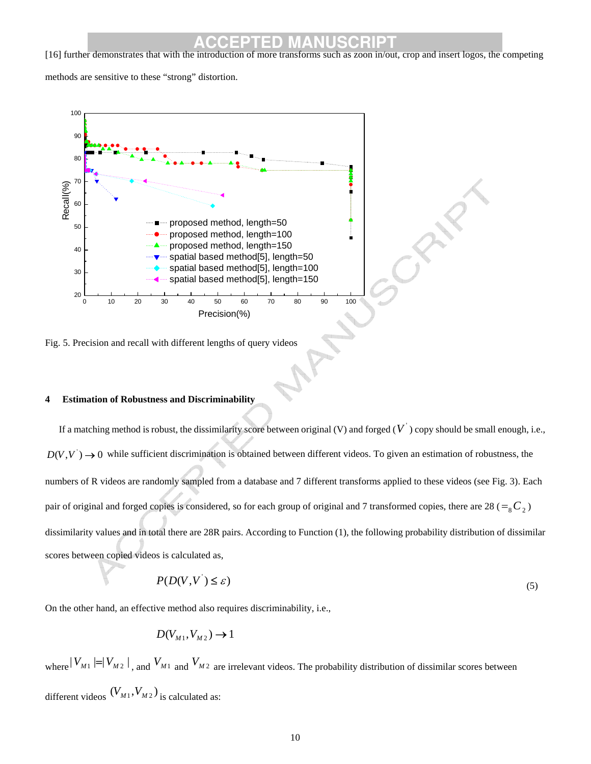[16] further demonstrates that with the introduction of more transforms such as zoon in/out, crop and insert logos, the competing methods are sensitive to these "strong" distortion.

Fig. 5. Precision and recall with different lengths of query videos

## 4 Estimation of Robustness and Discriminability

If a matching method is robust, the dissimilarity score between original (V) and forged ($V^{'}$) copy should be small enough, i.e., $D(V,V^{'}) \to 0$ while sufficient discrimination is obtained between different videos. To given an estimation of robustness, the numbers of R videos are randomly sampled from a database and 7 different transforms applied to these videos (see Fig. 3). Each pair of original and forged copies is considered, so for each group of original and 7 transformed copies, there are 28 ($= {}_8C_2$) dissimilarity values and in total there are 28R pairs. According to Function (1), the following probability distribution of dissimilar scores between copied videos is calculated as,

$$P(D(V,V^{'}) \le \varepsilon) \tag{5}$$

On the other hand, an effective method also requires discriminability, i.e.,

$$D(V_{M1},V_{M2}) \to 1$$

where $|V_{M1}|=|V_{M2}|$, and $V_{M1}$ and $V_{M2}$ are irrelevant videos. The probability distribution of dissimilar scores between different videos $(V_{M1},V_{M2})$ is calculated as: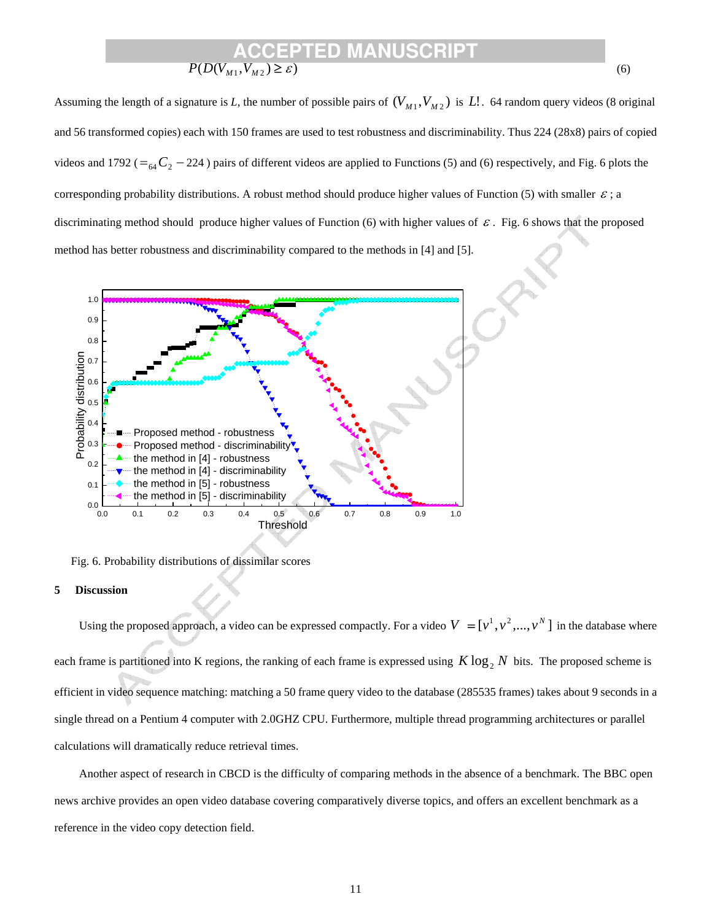$$P(D(V_{M1}, V_{M2}) \geq \varepsilon) \tag{6}$$

Assuming the length of a signature is $L$, the number of possible pairs of $(V_{M1}, V_{M2})$ is $L!$. 64 random query videos (8 original and 56 transformed copies) each with 150 frames are used to test robustness and discriminability. Thus 224 (28x8) pairs of copied videos and 1792 ($= {}_{64}C_2 - 224$) pairs of different videos are applied to Functions (5) and (6) respectively, and Fig. 6 plots the corresponding probability distributions. A robust method should produce higher values of Function (5) with smaller $\varepsilon$; a discriminating method should produce higher values of Function (6) with higher values of $\varepsilon$. Fig. 6 shows that the proposed method has better robustness and discriminability compared to the methods in [4] and [5].

Fig. 6. Probability distributions of dissimilar scores

## 5 Discussion

Using the proposed approach, a video can be expressed compactly. For a video $V = [v^1, v^2, ..., v^N]$ in the database where each frame is partitioned into K regions, the ranking of each frame is expressed using $K \log_2 N$ bits. The proposed scheme is efficient in video sequence matching: matching a 50 frame query video to the database (285535 frames) takes about 9 seconds in a single thread on a Pentium 4 computer with 2.0GHZ CPU. Furthermore, multiple thread programming architectures or parallel calculations will dramatically reduce retrieval times.

Another aspect of research in CBCD is the difficulty of comparing methods in the absence of a benchmark. The BBC open news archive provides an open video database covering comparatively diverse topics, and offers an excellent benchmark as a reference in the video copy detection field.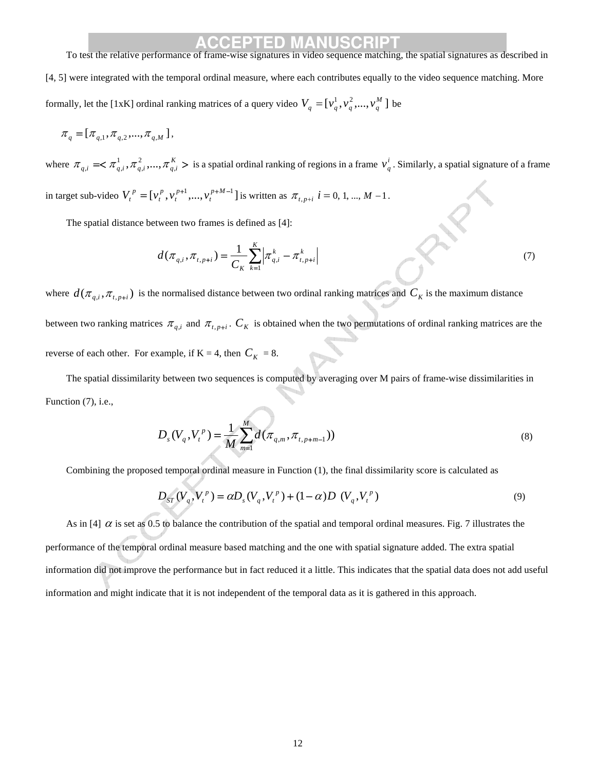To test the relative performance of frame-wise signatures in video sequence matching, the spatial signatures as described in [4, 5] were integrated with the temporal ordinal measure, where each contributes equally to the video sequence matching. More formally, let the [1xK] ordinal ranking matrices of a query video $V_q = [v_q^1, v_q^2, ..., v_q^M]$ be

$$\pi_q = [\pi_{q,1}, \pi_{q,2}, ..., \pi_{q,M}],$$

where $\pi_{q,i} =< \pi_{q,i}^1, \pi_{q,i}^2, ..., \pi_{q,i}^K >$ is a spatial ordinal ranking of regions in a frame $v_q^i$. Similarly, a spatial signature of a frame in target sub-video $V_t^p = [v_t^p, v_t^{p+1}, ..., v_t^{p+M-1}]$ is written as $\pi_{t,p+i}$ $i = 0, 1, ..., M-1$.

The spatial distance between two frames is defined as [4]:

$$d(\pi_{q,i}, \pi_{t,p+i}) = \frac{1}{C_K} \sum_{k=1}^{K} \left| \pi_{q,i}^k - \pi_{t,p+i}^k \right| \tag{7}$$

where $d(\pi_{q,i}, \pi_{t,p+i})$ is the normalised distance between two ordinal ranking matrices and $C_K$ is the maximum distance between two ranking matrices $\pi_{q,i}$ and $\pi_{t,p+i}$. $C_K$ is obtained when the two permutations of ordinal ranking matrices are the reverse of each other. For example, if K = 4, then $C_K$ = 8.

The spatial dissimilarity between two sequences is computed by averaging over M pairs of frame-wise dissimilarities in Function (7), i.e.,

$$D_s(V_q, V_t^p) = \frac{1}{M} \sum_{m=1}^{M} d(\pi_{q,m}, \pi_{t,p+m-1})) \tag{8}$$

Combining the proposed temporal ordinal measure in Function (1), the final dissimilarity score is calculated as

$$D_{ST}(V_q, V_t^p) = \alpha D_s(V_q, V_t^p) + (1-\alpha) D\ (V_q, V_t^p) \tag{9}$$

As in [4] $\alpha$ is set as 0.5 to balance the contribution of the spatial and temporal ordinal measures. Fig. 7 illustrates the performance of the temporal ordinal measure based matching and the one with spatial signature added. The extra spatial information did not improve the performance but in fact reduced it a little. This indicates that the spatial data does not add useful information and might indicate that it is not independent of the temporal data as it is gathered in this approach.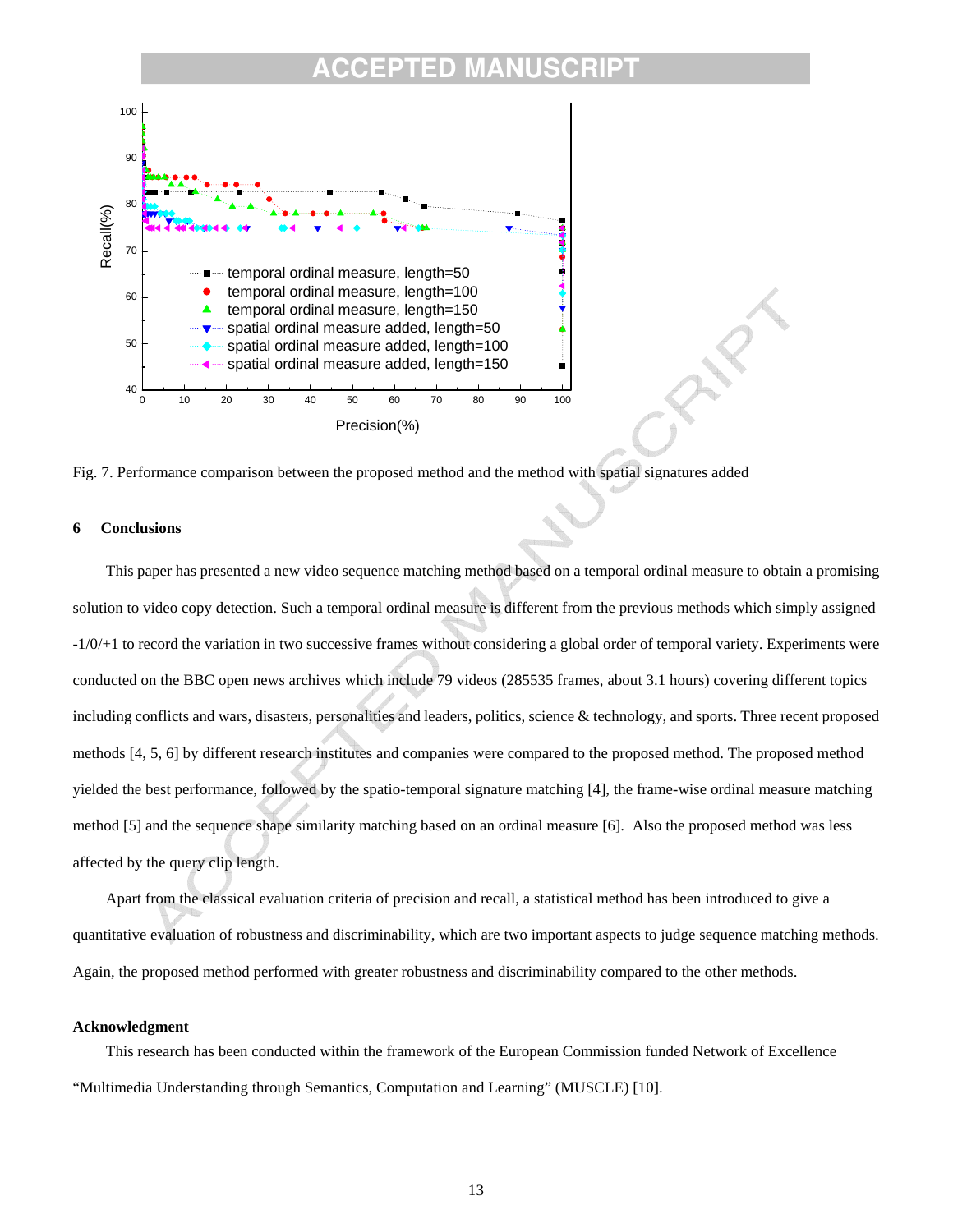Fig. 7. Performance comparison between the proposed method and the method with spatial signatures added

## 6 Conclusions

This paper has presented a new video sequence matching method based on a temporal ordinal measure to obtain a promising solution to video copy detection. Such a temporal ordinal measure is different from the previous methods which simply assigned -1/0/+1 to record the variation in two successive frames without considering a global order of temporal variety. Experiments were conducted on the BBC open news archives which include 79 videos (285535 frames, about 3.1 hours) covering different topics including conflicts and wars, disasters, personalities and leaders, politics, science & technology, and sports. Three recent proposed methods [4, 5, 6] by different research institutes and companies were compared to the proposed method. The proposed method yielded the best performance, followed by the spatio-temporal signature matching [4], the frame-wise ordinal measure matching method [5] and the sequence shape similarity matching based on an ordinal measure [6]. Also the proposed method was less affected by the query clip length.

Apart from the classical evaluation criteria of precision and recall, a statistical method has been introduced to give a quantitative evaluation of robustness and discriminability, which are two important aspects to judge sequence matching methods. Again, the proposed method performed with greater robustness and discriminability compared to the other methods.

### Acknowledgment

This research has been conducted within the framework of the European Commission funded Network of Excellence "Multimedia Understanding through Semantics, Computation and Learning" (MUSCLE) [10].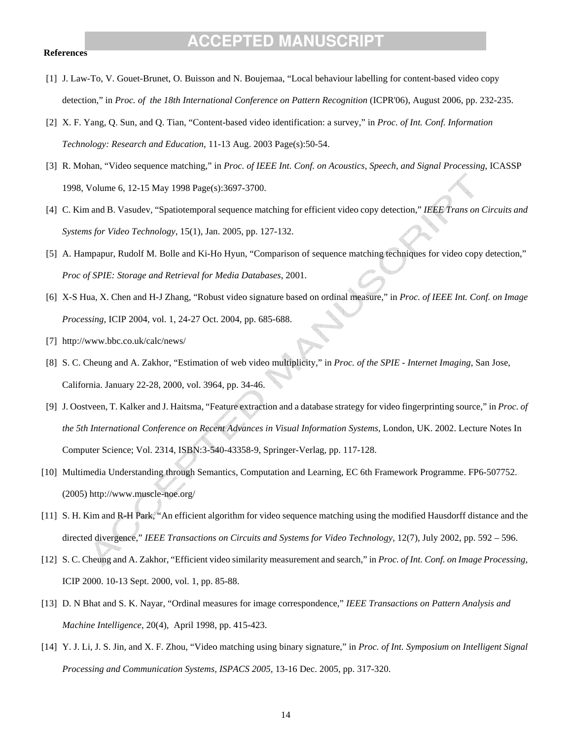**References**

[1] J. Law-To, V. Gouet-Brunet, O. Buisson and N. Boujemaa, “Local behaviour labelling for content-based video copy detection,” in *Proc. of the 18th International Conference on Pattern Recognition* (ICPR'06), August 2006, pp. 232-235.

[2] X. F. Yang, Q. Sun, and Q. Tian, “Content-based video identification: a survey,” in *Proc. of Int. Conf. Information Technology: Research and Education*, 11-13 Aug. 2003 Page(s):50-54.

[3] R. Mohan, “Video sequence matching,” in *Proc. of IEEE Int. Conf. on Acoustics, Speech, and Signal Processing*, ICASSP 1998, Volume 6, 12-15 May 1998 Page(s):3697-3700.

[4] C. Kim and B. Vasudev, “Spatiotemporal sequence matching for efficient video copy detection,” *IEEE Trans on Circuits and Systems for Video Technology*, 15(1), Jan. 2005, pp. 127-132.

[5] A. Hampapur, Rudolf M. Bolle and Ki-Ho Hyun, “Comparison of sequence matching techniques for video copy detection,” *Proc of SPIE: Storage and Retrieval for Media Databases*, 2001.

[6] X-S Hua, X. Chen and H-J Zhang, “Robust video signature based on ordinal measure,” in *Proc. of IEEE Int. Conf. on Image Processing*, ICIP 2004, vol. 1, 24-27 Oct. 2004, pp. 685-688.

[7] http://www.bbc.co.uk/calc/news/

[8] S. C. Cheung and A. Zakhor, “Estimation of web video multiplicity,” in *Proc. of the SPIE - Internet Imaging*, San Jose, California. January 22-28, 2000, vol. 3964, pp. 34-46.

[9] J. Oostveen, T. Kalker and J. Haitsma, “Feature extraction and a database strategy for video fingerprinting source,” in *Proc. of the 5th International Conference on Recent Advances in Visual Information Systems*, London, UK. 2002. Lecture Notes In Computer Science; Vol. 2314, ISBN:3-540-43358-9, Springer-Verlag, pp. 117-128.

[10] Multimedia Understanding through Semantics, Computation and Learning, EC 6th Framework Programme. FP6-507752. (2005) http://www.muscle-noe.org/

[11] S. H. Kim and R-H Park, “An efficient algorithm for video sequence matching using the modified Hausdorff distance and the directed divergence,” *IEEE Transactions on Circuits and Systems for Video Technology*, 12(7), July 2002, pp. 592 – 596.

[12] S. C. Cheung and A. Zakhor, “Efficient video similarity measurement and search,” in *Proc. of Int. Conf. on Image Processing*, ICIP 2000. 10-13 Sept. 2000, vol. 1, pp. 85-88.

[13] D. N Bhat and S. K. Nayar, “Ordinal measures for image correspondence,” *IEEE Transactions on Pattern Analysis and Machine Intelligence*, 20(4), April 1998, pp. 415-423.

[14] Y. J. Li, J. S. Jin, and X. F. Zhou, “Video matching using binary signature,” in *Proc. of Int. Symposium on Intelligent Signal Processing and Communication Systems, ISPACS 2005*, 13-16 Dec. 2005, pp. 317-320.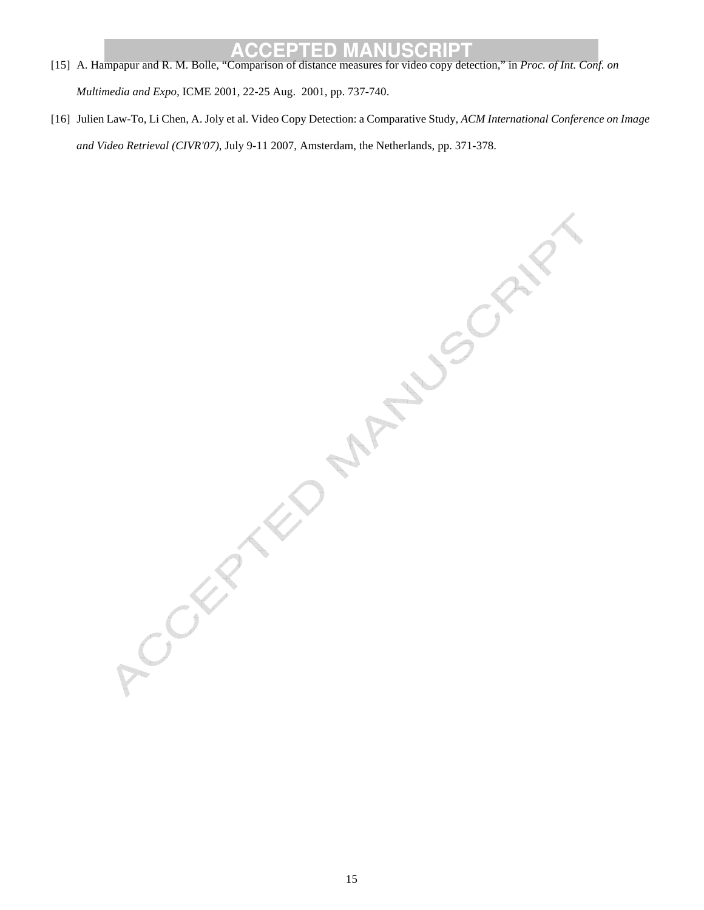[15] A. Hampapur and R. M. Bolle, "Comparison of distance measures for video copy detection," in *Proc. of Int. Conf. on Multimedia and Expo*, ICME 2001, 22-25 Aug. 2001, pp. 737-740.

[16] Julien Law-To, Li Chen, A. Joly et al. Video Copy Detection: a Comparative Study, *ACM International Conference on Image and Video Retrieval (CIVR'07)*, July 9-11 2007, Amsterdam, the Netherlands, pp. 371-378.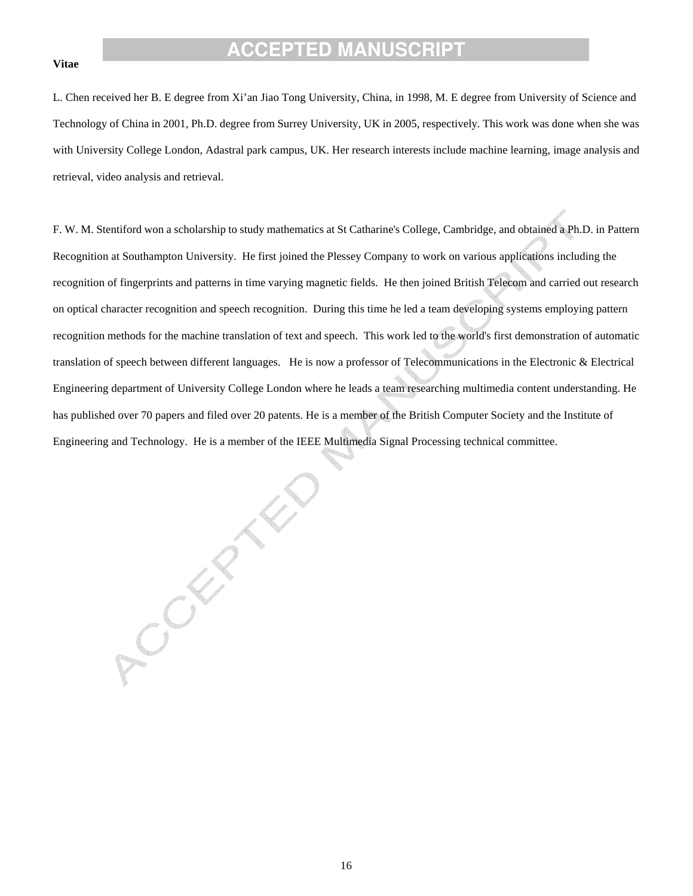**Vitae**

L. Chen received her B. E degree from Xi'an Jiao Tong University, China, in 1998, M. E degree from University of Science and Technology of China in 2001, Ph.D. degree from Surrey University, UK in 2005, respectively. This work was done when she was with University College London, Adastral park campus, UK. Her research interests include machine learning, image analysis and retrieval, video analysis and retrieval.

F. W. M. Stentiford won a scholarship to study mathematics at St Catharine's College, Cambridge, and obtained a Ph.D. in Pattern Recognition at Southampton University. He first joined the Plessey Company to work on various applications including the recognition of fingerprints and patterns in time varying magnetic fields. He then joined British Telecom and carried out research on optical character recognition and speech recognition. During this time he led a team developing systems employing pattern recognition methods for the machine translation of text and speech. This work led to the world's first demonstration of automatic translation of speech between different languages. He is now a professor of Telecommunications in the Electronic & Electrical Engineering department of University College London where he leads a team researching multimedia content understanding. He has published over 70 papers and filed over 20 patents. He is a member of the British Computer Society and the Institute of Engineering and Technology. He is a member of the IEEE Multimedia Signal Processing technical committee.